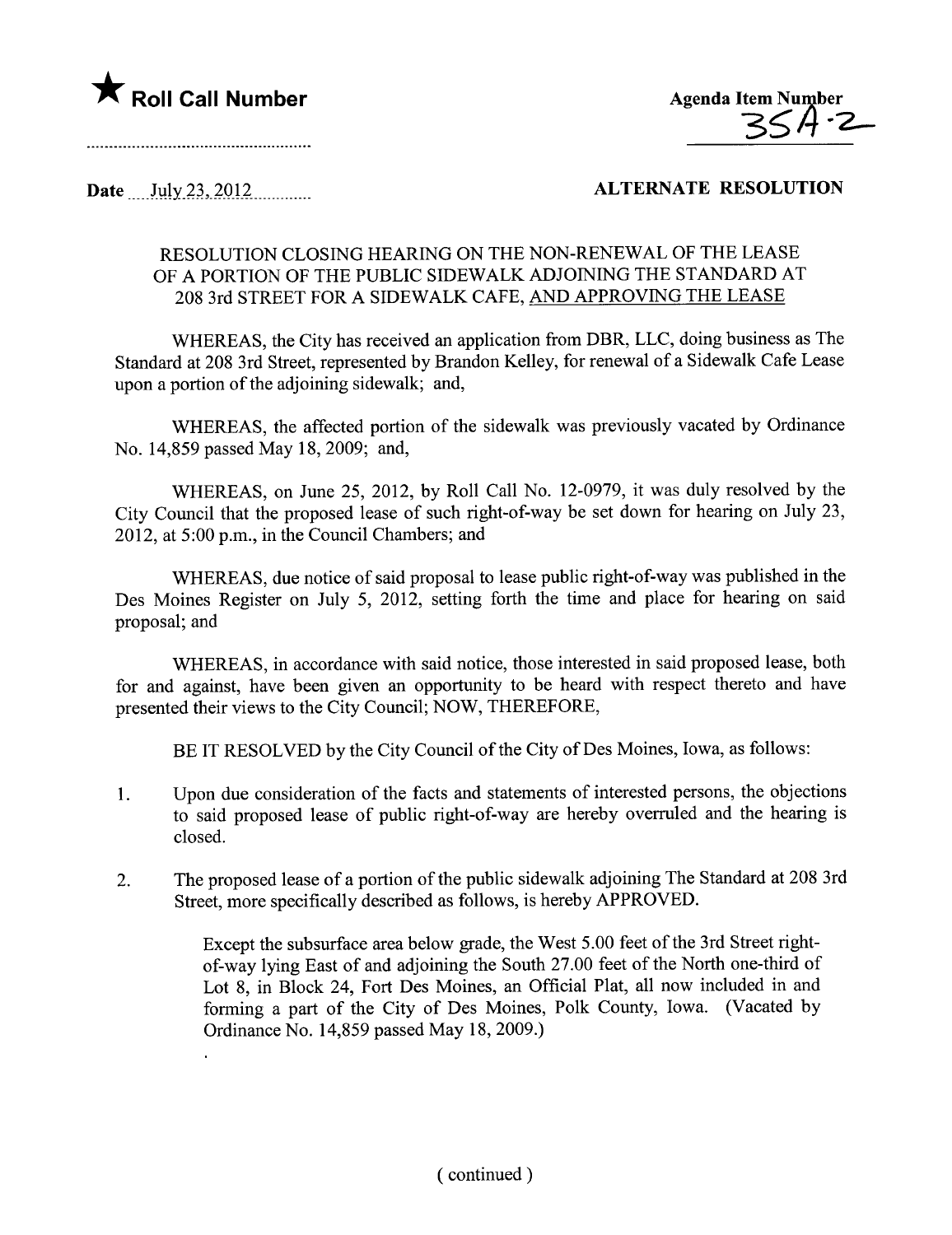★ **Roll Call Number**

..................................................

**Agenda Item Number**
35A-2

Date July 23, 2012

**ALTERNATE RESOLUTION**

RESOLUTION CLOSING HEARING ON THE NON-RENEWAL OF THE LEASE OF A PORTION OF THE PUBLIC SIDEWALK ADJOINING THE STANDARD AT 208 3rd STREET FOR A SIDEWALK CAFE, AND APPROVING THE LEASE

WHEREAS, the City has received an application from DBR, LLC, doing business as The Standard at 208 3rd Street, represented by Brandon Kelley, for renewal of a Sidewalk Cafe Lease upon a portion of the adjoining sidewalk; and,

WHEREAS, the affected portion of the sidewalk was previously vacated by Ordinance No. 14,859 passed May 18, 2009; and,

WHEREAS, on June 25, 2012, by Roll Call No. 12-0979, it was duly resolved by the City Council that the proposed lease of such right-of-way be set down for hearing on July 23, 2012, at 5:00 p.m., in the Council Chambers; and

WHEREAS, due notice of said proposal to lease public right-of-way was published in the Des Moines Register on July 5, 2012, setting forth the time and place for hearing on said proposal; and

WHEREAS, in accordance with said notice, those interested in said proposed lease, both for and against, have been given an opportunity to be heard with respect thereto and have presented their views to the City Council; NOW, THEREFORE,

BE IT RESOLVED by the City Council of the City of Des Moines, Iowa, as follows:

1. Upon due consideration of the facts and statements of interested persons, the objections to said proposed lease of public right-of-way are hereby overruled and the hearing is closed.

2. The proposed lease of a portion of the public sidewalk adjoining The Standard at 208 3rd Street, more specifically described as follows, is hereby APPROVED.

   Except the subsurface area below grade, the West 5.00 feet of the 3rd Street right-of-way lying East of and adjoining the South 27.00 feet of the North one-third of Lot 8, in Block 24, Fort Des Moines, an Official Plat, all now included in and forming a part of the City of Des Moines, Polk County, Iowa. (Vacated by Ordinance No. 14,859 passed May 18, 2009.)

( continued )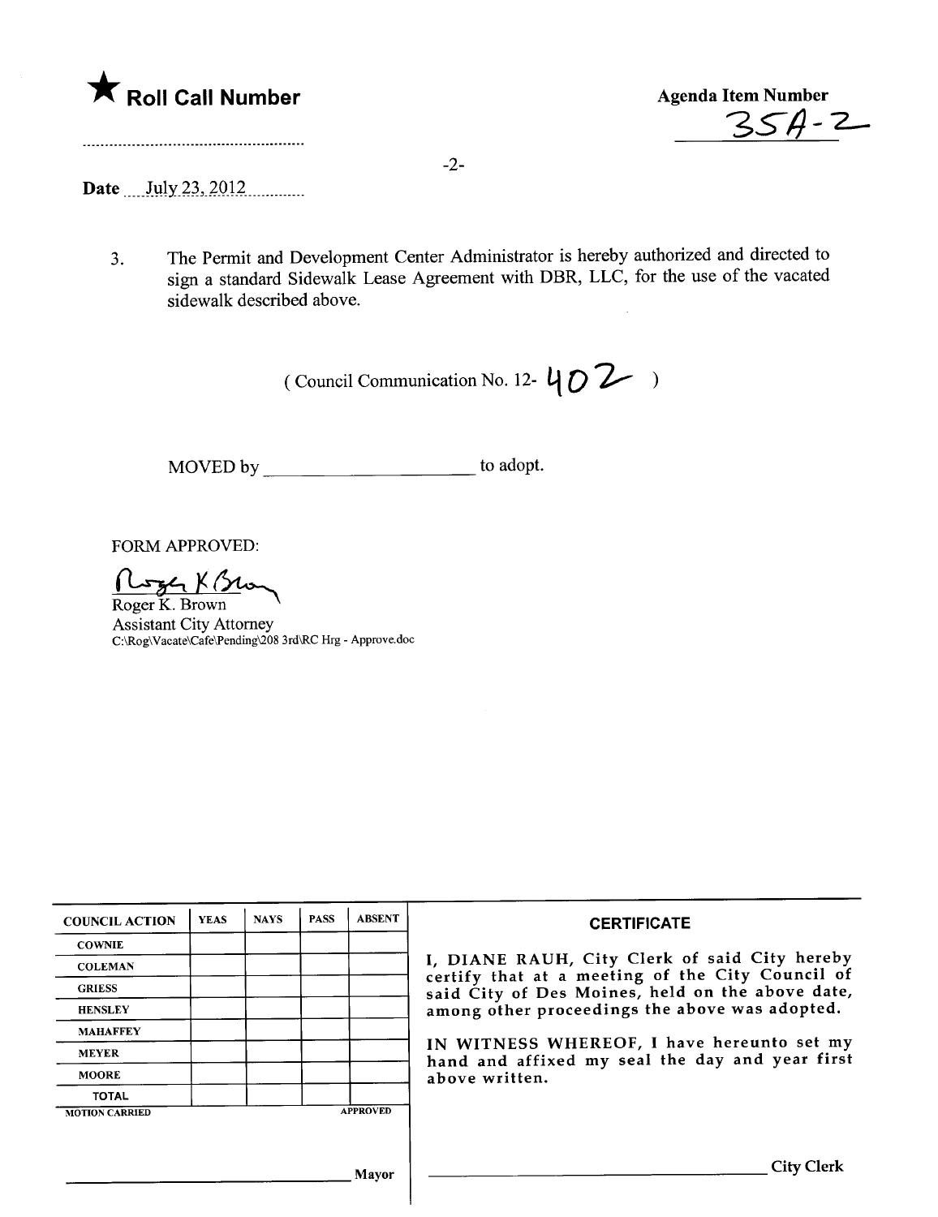★ **Roll Call Number**

.......................................................

**Agenda Item Number**
35A-2

Date ....July 23, 2012............

3. The Permit and Development Center Administrator is hereby authorized and directed to sign a standard Sidewalk Lease Agreement with DBR, LLC, for the use of the vacated sidewalk described above.

( Council Communication No. 12- 402 )

MOVED by ______________________ to adopt.

FORM APPROVED:

Roger K. Brown
Roger K. Brown
Assistant City Attorney
C:\Rog\Vacate\Cafe\Pending\208 3rd\RC Hrg - Approve.doc

| COUNCIL ACTION | YEAS | NAYS | PASS | ABSENT |
|---|---|---|---|---|
| COWNIE | | | | |
| COLEMAN | | | | |
| GRIESS | | | | |
| HENSLEY | | | | |
| MAHAFFEY | | | | |
| MEYER | | | | |
| MOORE | | | | |
| TOTAL | | | | |
| MOTION CARRIED | | | | APPROVED |

______________________________ Mayor

**CERTIFICATE**

I, DIANE RAUH, City Clerk of said City hereby certify that at a meeting of the City Council of said City of Des Moines, held on the above date, among other proceedings the above was adopted.

IN WITNESS WHEREOF, I have hereunto set my hand and affixed my seal the day and year first above written.

______________________________ City Clerk